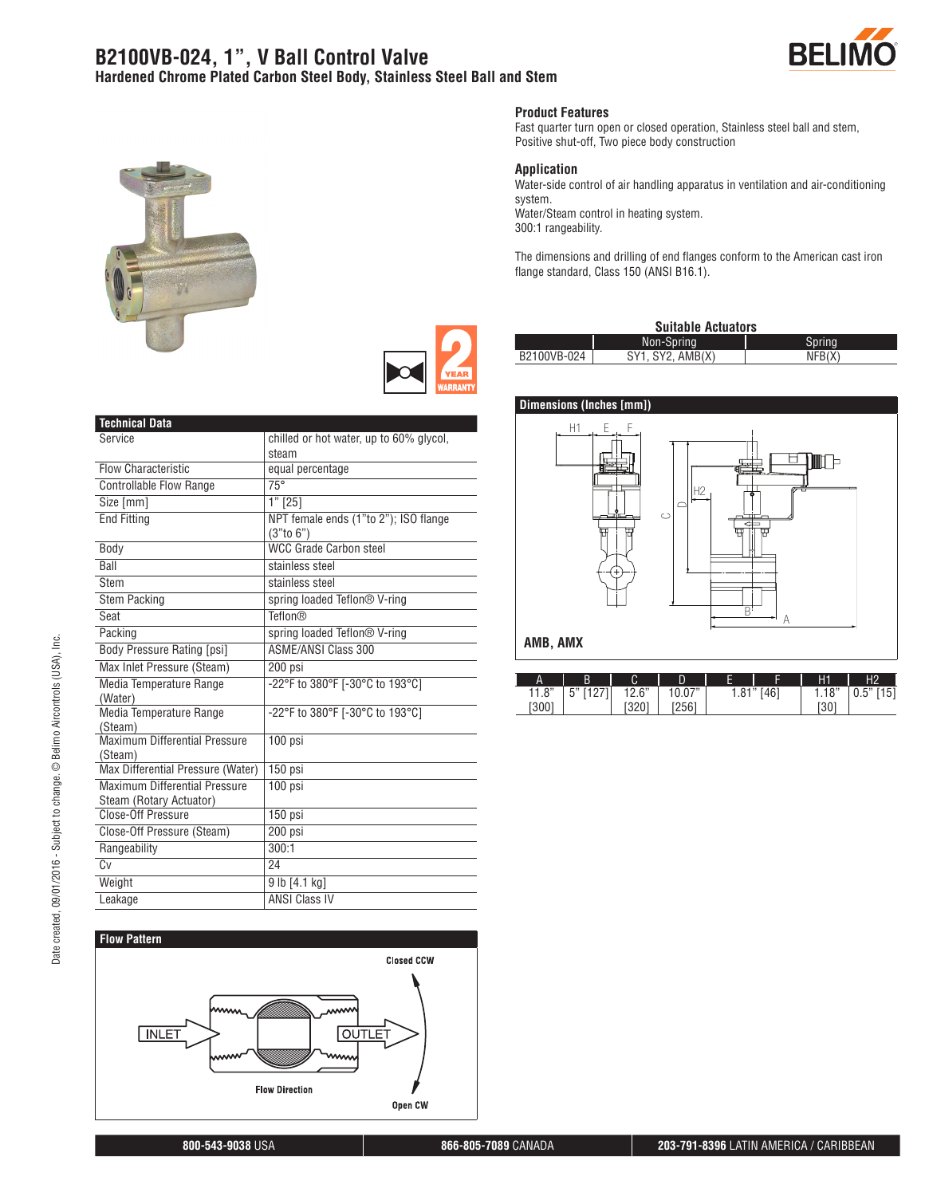# B2100VB-024, 1", V Ball Control Valve

## Hardened Chrome Plated Carbon Steel Body, Stainless Steel Ball and Stem

### Product Features

Fast quarter turn open or closed operation, Stainless steel ball and stem, Positive shut-off, Two piece body construction

### Application

Water-side control of air handling apparatus in ventilation and air-conditioning system.
Water/Steam control in heating system.
300:1 rangeability.

The dimensions and drilling of end flanges conform to the American cast iron flange standard, Class 150 (ANSI B16.1).

### Suitable Actuators

| | Non-Spring | Spring |
|---|---|---|
| B2100VB-024 | SY1, SY2, AMB(X) | NFB(X) |

### Technical Data

| | |
|---|---|
| Service | chilled or hot water, up to 60% glycol, steam |
| Flow Characteristic | equal percentage |
| Controllable Flow Range | 75° |
| Size [mm] | 1" [25] |
| End Fitting | NPT female ends (1"to 2"); ISO flange (3"to 6") |
| Body | WCC Grade Carbon steel |
| Ball | stainless steel |
| Stem | stainless steel |
| Stem Packing | spring loaded Teflon® V-ring |
| Seat | Teflon® |
| Packing | spring loaded Teflon® V-ring |
| Body Pressure Rating [psi] | ASME/ANSI Class 300 |
| Max Inlet Pressure (Steam) | 200 psi |
| Media Temperature Range (Water) | -22°F to 380°F [-30°C to 193°C] |
| Media Temperature Range (Steam) | -22°F to 380°F [-30°C to 193°C] |
| Maximum Differential Pressure (Steam) | 100 psi |
| Max Differential Pressure (Water) | 150 psi |
| Maximum Differential Pressure Steam (Rotary Actuator) | 100 psi |
| Close-Off Pressure | 150 psi |
| Close-Off Pressure (Steam) | 200 psi |
| Rangeability | 300:1 |
| Cv | 24 |
| Weight | 9 lb [4.1 kg] |
| Leakage | ANSI Class IV |

### Dimensions (Inches [mm])

AMB, AMX

| A | B | C | D | E | F | H1 | H2 |
|---|---|---|---|---|---|---|---|
| 11.8" [300] | 5" [127] | 12.6" [320] | 10.07" [256] | 1.81" [46] | | 1.18" [30] | 0.5" [15] |

### Flow Pattern

INLET — Flow Direction — OUTLET

Closed CCW / Open CW

Date created, 09/01/2016 - Subject to change. © Belimo Aircontrols (USA), Inc.

**800-543-9038** USA | **866-805-7089** CANADA | **203-791-8396** LATIN AMERICA / CARIBBEAN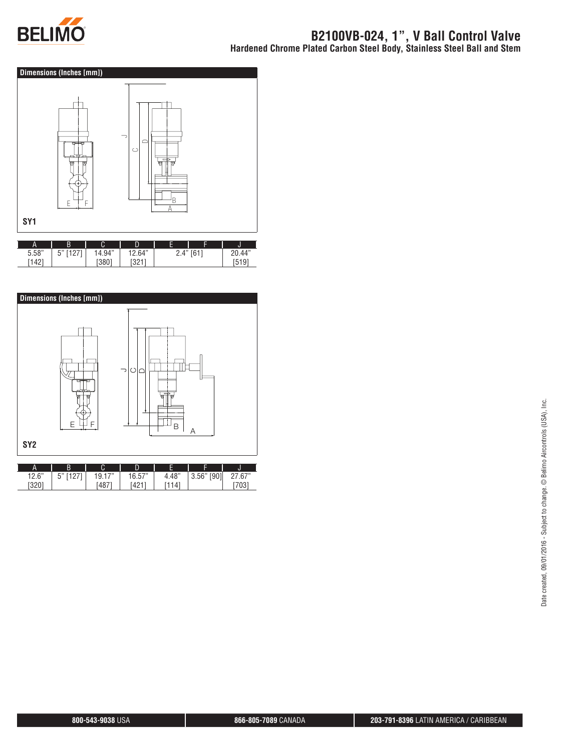# B2100VB-024, 1", V Ball Control Valve

## Hardened Chrome Plated Carbon Steel Body, Stainless Steel Ball and Stem

### Dimensions (Inches [mm])

SY1

| A | B | C | D | E | F | J |
|---|---|---|---|---|---|---|
| 5.58" [142] | 5" [127] | 14.94" [380] | 12.64" [321] | 2.4" [61] | | 20.44" [519] |

### Dimensions (Inches [mm])

SY2

| A | B | C | D | E | F | J |
|---|---|---|---|---|---|---|
| 12.6" [320] | 5" [127] | 19.17" [487] | 16.57" [421] | 4.48" [114] | 3.56" [90] | 27.67" [703] |

Date created, 09/01/2016 - Subject to change. © Belimo Aircontrols (USA), Inc.

**800-543-9038** USA | **866-805-7089** CANADA | **203-791-8396** LATIN AMERICA / CARIBBEAN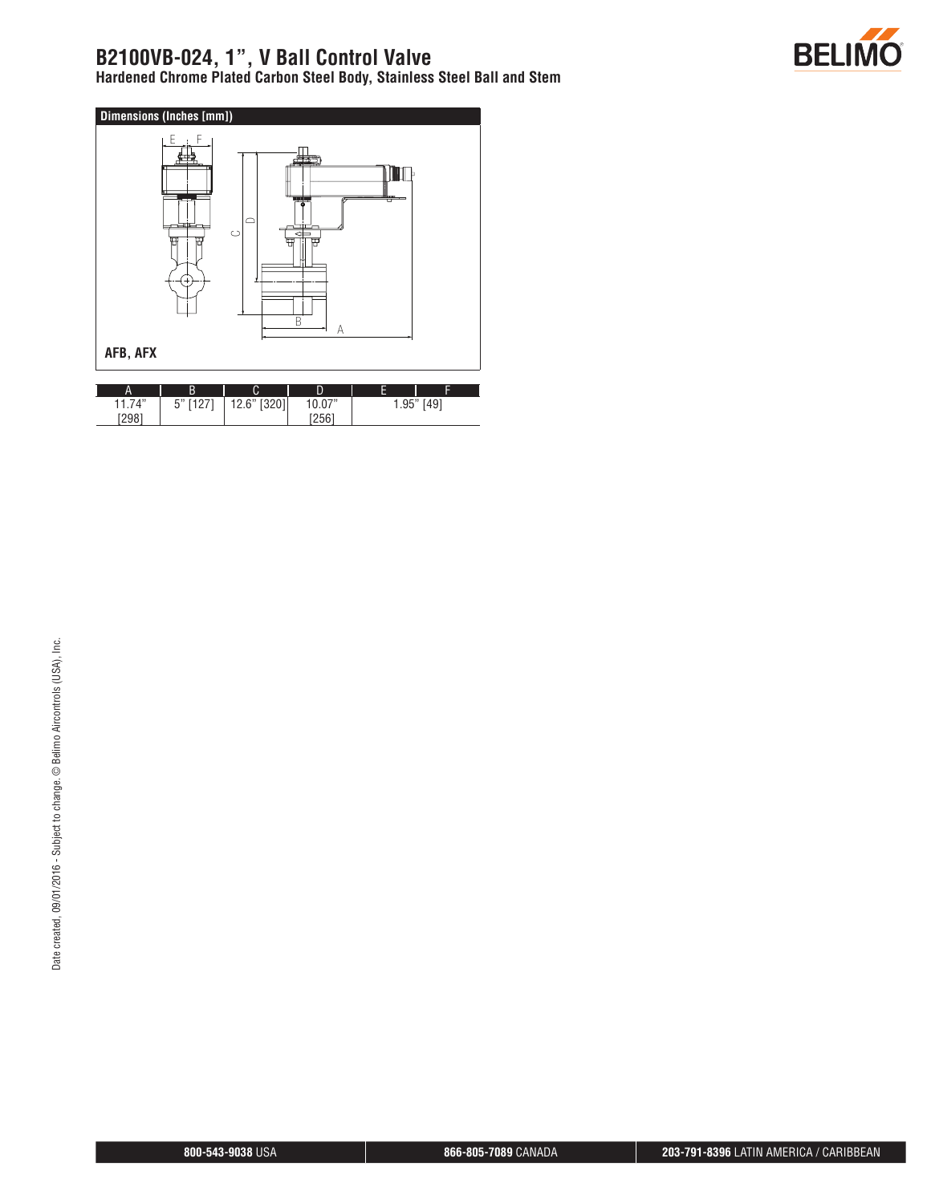# B2100VB-024, 1", V Ball Control Valve

**Hardened Chrome Plated Carbon Steel Body, Stainless Steel Ball and Stem**

## Dimensions (Inches [mm])

**AFB, AFX**

| A | B | C | D | E | F |
|---|---|---|---|---|---|
| 11.74" [298] | 5" [127] | 12.6" [320] | 10.07" [256] | 1.95" [49] | |

Date created, 09/01/2016 - Subject to change. © Belimo Aircontrols (USA), Inc.

**800-543-9038** USA | **866-805-7089** CANADA | **203-791-8396** LATIN AMERICA / CARIBBEAN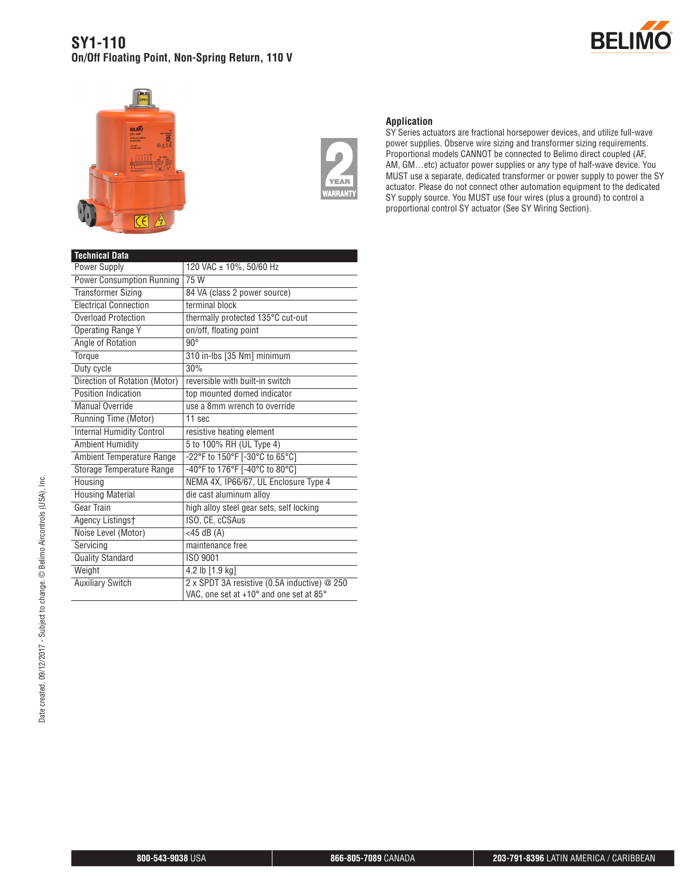# SY1-110

## On/Off Floating Point, Non-Spring Return, 110 V

### Application

SY Series actuators are fractional horsepower devices, and utilize full-wave power supplies. Observe wire sizing and transformer sizing requirements. Proportional models CANNOT be connected to Belimo direct coupled (AF, AM, GM…etc) actuator power supplies or any type of half-wave device. You MUST use a separate, dedicated transformer or power supply to power the SY actuator. Please do not connect other automation equipment to the dedicated SY supply source. You MUST use four wires (plus a ground) to control a proportional control SY actuator (See SY Wiring Section).

| Technical Data | |
|---|---|
| Power Supply | 120 VAC ± 10%, 50/60 Hz |
| Power Consumption Running | 75 W |
| Transformer Sizing | 84 VA (class 2 power source) |
| Electrical Connection | terminal block |
| Overload Protection | thermally protected 135°C cut-out |
| Operating Range Y | on/off, floating point |
| Angle of Rotation | 90° |
| Torque | 310 in-lbs [35 Nm] minimum |
| Duty cycle | 30% |
| Direction of Rotation (Motor) | reversible with built-in switch |
| Position Indication | top mounted domed indicator |
| Manual Override | use a 8mm wrench to override |
| Running Time (Motor) | 11 sec |
| Internal Humidity Control | resistive heating element |
| Ambient Humidity | 5 to 100% RH (UL Type 4) |
| Ambient Temperature Range | -22°F to 150°F [-30°C to 65°C] |
| Storage Temperature Range | -40°F to 176°F [-40°C to 80°C] |
| Housing | NEMA 4X, IP66/67, UL Enclosure Type 4 |
| Housing Material | die cast aluminum alloy |
| Gear Train | high alloy steel gear sets, self locking |
| Agency Listings† | ISO, CE, cCSAus |
| Noise Level (Motor) | <45 dB (A) |
| Servicing | maintenance free |
| Quality Standard | ISO 9001 |
| Weight | 4.2 lb [1.9 kg] |
| Auxiliary Switch | 2 x SPDT 3A resistive (0.5A inductive) @ 250 VAC, one set at +10° and one set at 85° |

Date created, 09/12/2017 - Subject to change. © Belimo Aircontrols (USA), Inc.

**800-543-9038** USA | **866-805-7089** CANADA | **203-791-8396** LATIN AMERICA / CARIBBEAN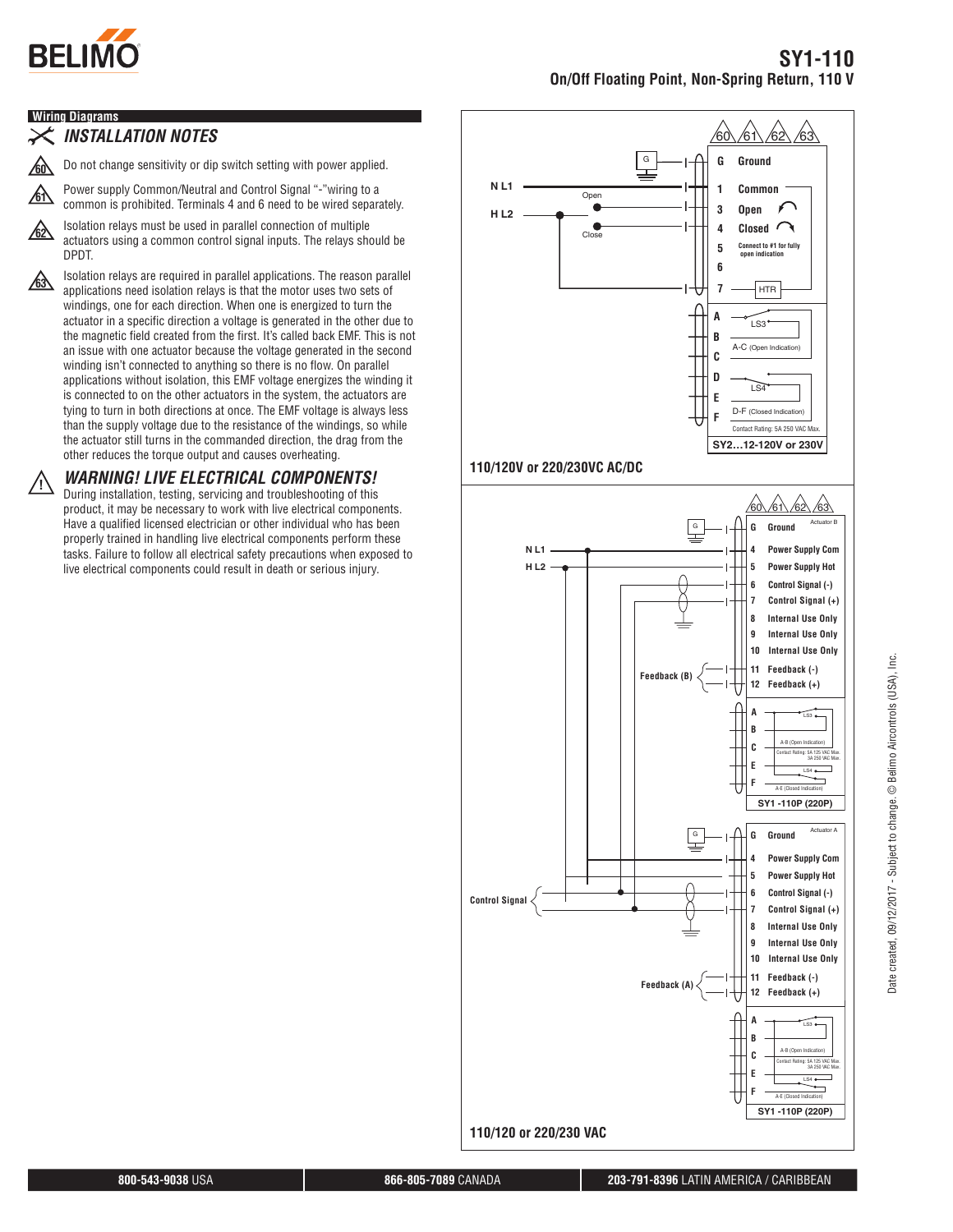# SY1-110

**On/Off Floating Point, Non-Spring Return, 110 V**

## Wiring Diagrams

### *INSTALLATION NOTES*

60 Do not change sensitivity or dip switch setting with power applied.

61 Power supply Common/Neutral and Control Signal "-"wiring to a common is prohibited. Terminals 4 and 6 need to be wired separately.

62 Isolation relays must be used in parallel connection of multiple actuators using a common control signal inputs. The relays should be DPDT.

63 Isolation relays are required in parallel applications. The reason parallel applications need isolation relays is that the motor uses two sets of windings, one for each direction. When one is energized to turn the actuator in a specific direction a voltage is generated in the other due to the magnetic field created from the first. It's called back EMF. This is not an issue with one actuator because the voltage generated in the second winding isn't connected to anything so there is no flow. On parallel applications without isolation, this EMF voltage energizes the winding it is connected to on the other actuators in the system, the actuators are tying to turn in both directions at once. The EMF voltage is always less than the supply voltage due to the resistance of the windings, so while the actuator still turns in the commanded direction, the drag from the other reduces the torque output and causes overheating.

### *WARNING! LIVE ELECTRICAL COMPONENTS!*

During installation, testing, servicing and troubleshooting of this product, it may be necessary to work with live electrical components. Have a qualified licensed electrician or other individual who has been properly trained in handling live electrical components perform these tasks. Failure to follow all electrical safety precautions when exposed to live electrical components could result in death or serious injury.

60 61 62 63

N L1, H L2, Open, Close

G Ground
1 Common
3 Open
4 Closed
5 Connect to #1 for fully open indication
6
7 HTR

A, B, C: LS3 — A-C (Open Indication)
D, E, F: LS4 — D-F (Closed Indication)

Contact Rating: 5A 250 VAC Max.

**SY2…12-120V or 230V**

**110/120V or 220/230VC AC/DC**

60 61 62 63

N L1, H L2

Actuator B
G Ground
4 Power Supply Com
5 Power Supply Hot
6 Control Signal (-)
7 Control Signal (+)
8 Internal Use Only
9 Internal Use Only
10 Internal Use Only
11 Feedback (-)
12 Feedback (+)
Feedback (B)

A, B, C, E, F: LS3 — A-B (Open Indication); LS4 — A-E (Closed Indication)
Contact Rating: 5A 125 VAC Max. 3A 250 VAC Max.

**SY1 -110P (220P)**

Actuator A
G Ground
4 Power Supply Com
5 Power Supply Hot
6 Control Signal (-)
7 Control Signal (+)
8 Internal Use Only
9 Internal Use Only
10 Internal Use Only
11 Feedback (-)
12 Feedback (+)
Control Signal
Feedback (A)

A, B, C, E, F: LS3 — A-B (Open Indication); LS4 — A-E (Closed Indication)
Contact Rating: 5A 125 VAC Max. 3A 250 VAC Max.

**SY1 -110P (220P)**

**110/120 or 220/230 VAC**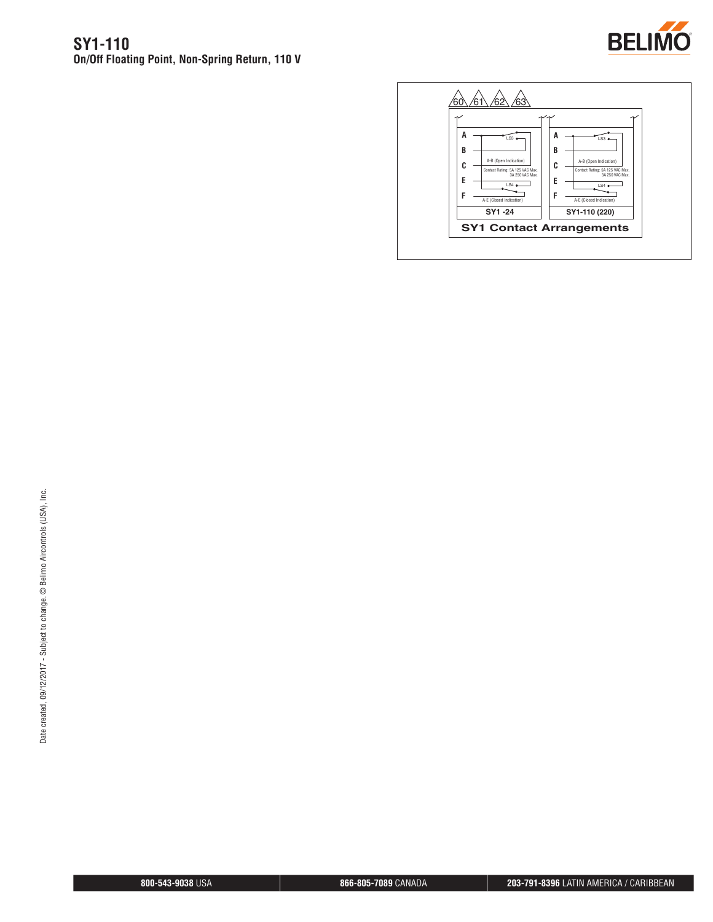60 61 62 63

A
B
C
E
F

LS3
A-B (Open Indication)
Contact Rating: 5A 125 VAC Max.
3A 250 VAC Max.
LS4
A-E (Closed Indication)

SY1 -24

A
B
C
E
F

LS3
A-B (Open Indication)
Contact Rating: 5A 125 VAC Max.
3A 250 VAC Max.
LS4
A-E (Closed Indication)

SY1-110 (220)

SY1 Contact Arrangements